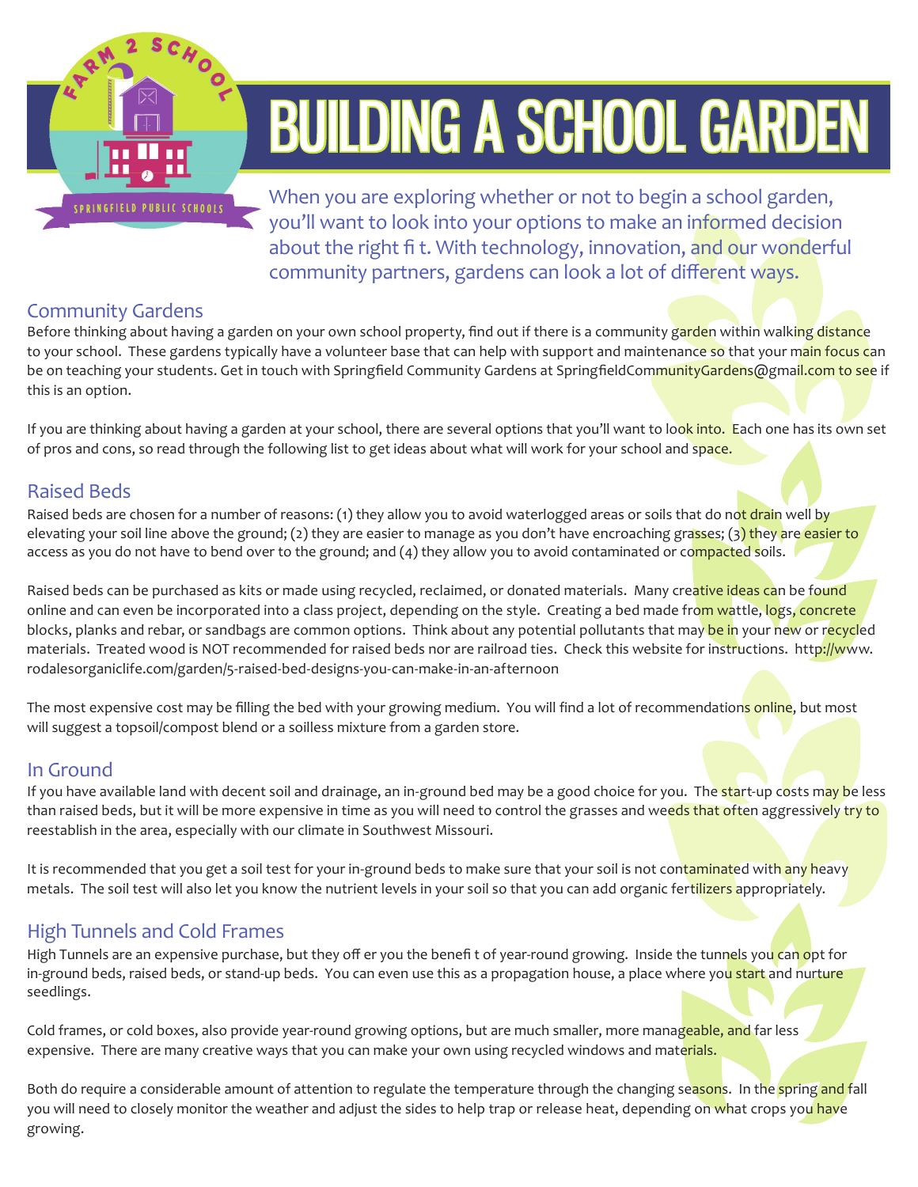# BUILDING A SCHOOL GARDEN

FARM 2 SCHOOL

SPRINGFIELD PUBLIC SCHOOLS

When you are exploring whether or not to begin a school garden, you'll want to look into your options to make an informed decision about the right fit. With technology, innovation, and our wonderful community partners, gardens can look a lot of different ways.

## Community Gardens

Before thinking about having a garden on your own school property, find out if there is a community garden within walking distance to your school. These gardens typically have a volunteer base that can help with support and maintenance so that your main focus can be on teaching your students. Get in touch with Springfield Community Gardens at SpringfieldCommunityGardens@gmail.com to see if this is an option.

If you are thinking about having a garden at your school, there are several options that you'll want to look into. Each one has its own set of pros and cons, so read through the following list to get ideas about what will work for your school and space.

## Raised Beds

Raised beds are chosen for a number of reasons: (1) they allow you to avoid waterlogged areas or soils that do not drain well by elevating your soil line above the ground; (2) they are easier to manage as you don't have encroaching grasses; (3) they are easier to access as you do not have to bend over to the ground; and (4) they allow you to avoid contaminated or compacted soils.

Raised beds can be purchased as kits or made using recycled, reclaimed, or donated materials. Many creative ideas can be found online and can even be incorporated into a class project, depending on the style. Creating a bed made from wattle, logs, concrete blocks, planks and rebar, or sandbags are common options. Think about any potential pollutants that may be in your new or recycled materials. Treated wood is NOT recommended for raised beds nor are railroad ties. Check this website for instructions. http://www.rodalesorganiclife.com/garden/5-raised-bed-designs-you-can-make-in-an-afternoon

The most expensive cost may be filling the bed with your growing medium. You will find a lot of recommendations online, but most will suggest a topsoil/compost blend or a soilless mixture from a garden store.

## In Ground

If you have available land with decent soil and drainage, an in-ground bed may be a good choice for you. The start-up costs may be less than raised beds, but it will be more expensive in time as you will need to control the grasses and weeds that often aggressively try to reestablish in the area, especially with our climate in Southwest Missouri.

It is recommended that you get a soil test for your in-ground beds to make sure that your soil is not contaminated with any heavy metals. The soil test will also let you know the nutrient levels in your soil so that you can add organic fertilizers appropriately.

## High Tunnels and Cold Frames

High Tunnels are an expensive purchase, but they offer you the benefit of year-round growing. Inside the tunnels you can opt for in-ground beds, raised beds, or stand-up beds. You can even use this as a propagation house, a place where you start and nurture seedlings.

Cold frames, or cold boxes, also provide year-round growing options, but are much smaller, more manageable, and far less expensive. There are many creative ways that you can make your own using recycled windows and materials.

Both do require a considerable amount of attention to regulate the temperature through the changing seasons. In the spring and fall you will need to closely monitor the weather and adjust the sides to help trap or release heat, depending on what crops you have growing.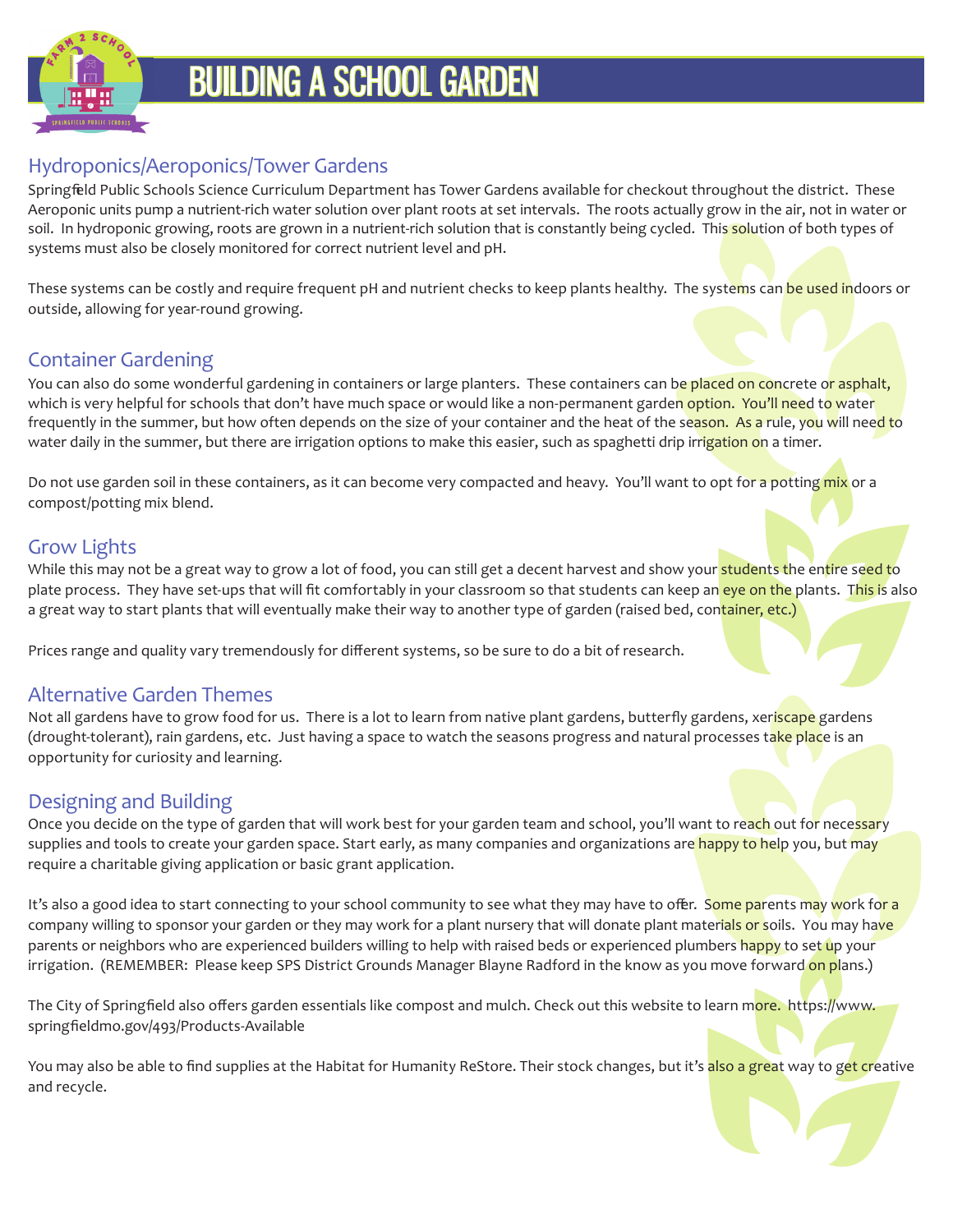# BUILDING A SCHOOL GARDEN

## Hydroponics/Aeroponics/Tower Gardens

Springfield Public Schools Science Curriculum Department has Tower Gardens available for checkout throughout the district. These Aeroponic units pump a nutrient-rich water solution over plant roots at set intervals. The roots actually grow in the air, not in water or soil. In hydroponic growing, roots are grown in a nutrient-rich solution that is constantly being cycled. This solution of both types of systems must also be closely monitored for correct nutrient level and pH.

These systems can be costly and require frequent pH and nutrient checks to keep plants healthy. The systems can be used indoors or outside, allowing for year-round growing.

## Container Gardening

You can also do some wonderful gardening in containers or large planters. These containers can be placed on concrete or asphalt, which is very helpful for schools that don't have much space or would like a non-permanent garden option. You'll need to water frequently in the summer, but how often depends on the size of your container and the heat of the season. As a rule, you will need to water daily in the summer, but there are irrigation options to make this easier, such as spaghetti drip irrigation on a timer.

Do not use garden soil in these containers, as it can become very compacted and heavy. You'll want to opt for a potting mix or a compost/potting mix blend.

## Grow Lights

While this may not be a great way to grow a lot of food, you can still get a decent harvest and show your students the entire seed to plate process. They have set-ups that will fit comfortably in your classroom so that students can keep an eye on the plants. This is also a great way to start plants that will eventually make their way to another type of garden (raised bed, container, etc.)

Prices range and quality vary tremendously for different systems, so be sure to do a bit of research.

## Alternative Garden Themes

Not all gardens have to grow food for us. There is a lot to learn from native plant gardens, butterfly gardens, xeriscape gardens (drought-tolerant), rain gardens, etc. Just having a space to watch the seasons progress and natural processes take place is an opportunity for curiosity and learning.

## Designing and Building

Once you decide on the type of garden that will work best for your garden team and school, you'll want to reach out for necessary supplies and tools to create your garden space. Start early, as many companies and organizations are happy to help you, but may require a charitable giving application or basic grant application.

It's also a good idea to start connecting to your school community to see what they may have to offer. Some parents may work for a company willing to sponsor your garden or they may work for a plant nursery that will donate plant materials or soils. You may have parents or neighbors who are experienced builders willing to help with raised beds or experienced plumbers happy to set up your irrigation. (REMEMBER: Please keep SPS District Grounds Manager Blayne Radford in the know as you move forward on plans.)

The City of Springfield also offers garden essentials like compost and mulch. Check out this website to learn more. https://www.springfieldmo.gov/493/Products-Available

You may also be able to find supplies at the Habitat for Humanity ReStore. Their stock changes, but it's also a great way to get creative and recycle.